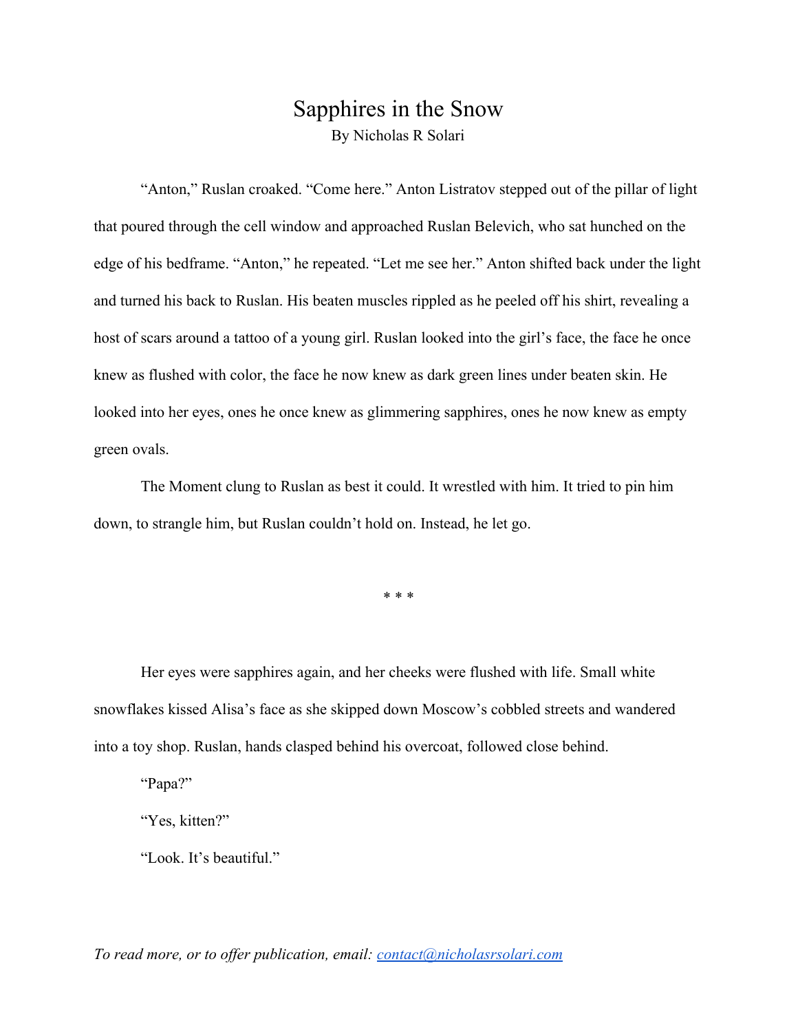# Sapphires in the Snow

By Nicholas R Solari

"Anton," Ruslan croaked. "Come here." Anton Listratov stepped out of the pillar of light that poured through the cell window and approached Ruslan Belevich, who sat hunched on the edge of his bedframe. "Anton," he repeated. "Let me see her." Anton shifted back under the light and turned his back to Ruslan. His beaten muscles rippled as he peeled off his shirt, revealing a host of scars around a tattoo of a young girl. Ruslan looked into the girl's face, the face he once knew as flushed with color, the face he now knew as dark green lines under beaten skin. He looked into her eyes, ones he once knew as glimmering sapphires, ones he now knew as empty green ovals.

The Moment clung to Ruslan as best it could. It wrestled with him. It tried to pin him down, to strangle him, but Ruslan couldn't hold on. Instead, he let go.

\* \* \*

Her eyes were sapphires again, and her cheeks were flushed with life. Small white snowflakes kissed Alisa's face as she skipped down Moscow's cobbled streets and wandered into a toy shop. Ruslan, hands clasped behind his overcoat, followed close behind.

"Papa?"

"Yes, kitten?"

"Look. It's beautiful."

*To read more, or to offer publication, email: [contact@nicholasrsolari.com](mailto:contact@nicholasrsolari.com)*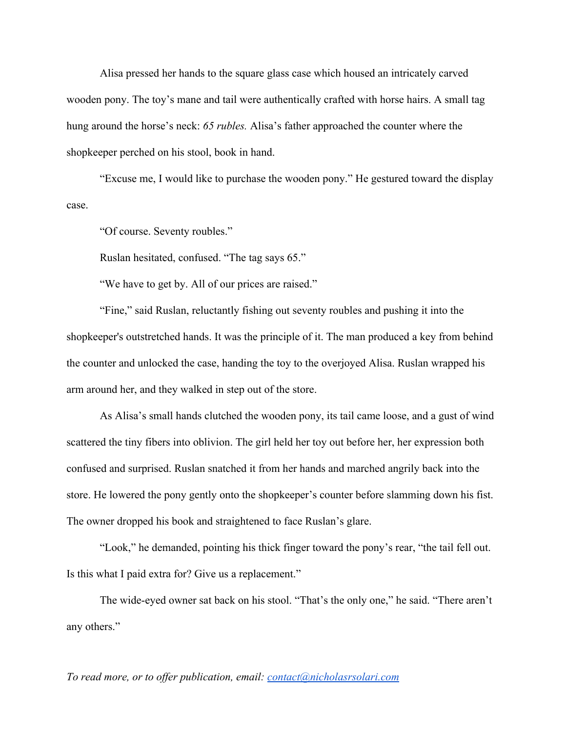Alisa pressed her hands to the square glass case which housed an intricately carved wooden pony. The toy's mane and tail were authentically crafted with horse hairs. A small tag hung around the horse's neck: *65 rubles.* Alisa's father approached the counter where the shopkeeper perched on his stool, book in hand.

"Excuse me, I would like to purchase the wooden pony." He gestured toward the display case.

"Of course. Seventy roubles."

Ruslan hesitated, confused. "The tag says 65."

"We have to get by. All of our prices are raised."

"Fine," said Ruslan, reluctantly fishing out seventy roubles and pushing it into the shopkeeper's outstretched hands. It was the principle of it. The man produced a key from behind the counter and unlocked the case, handing the toy to the overjoyed Alisa. Ruslan wrapped his arm around her, and they walked in step out of the store.

As Alisa's small hands clutched the wooden pony, its tail came loose, and a gust of wind scattered the tiny fibers into oblivion. The girl held her toy out before her, her expression both confused and surprised. Ruslan snatched it from her hands and marched angrily back into the store. He lowered the pony gently onto the shopkeeper's counter before slamming down his fist. The owner dropped his book and straightened to face Ruslan's glare.

"Look," he demanded, pointing his thick finger toward the pony's rear, "the tail fell out. Is this what I paid extra for? Give us a replacement."

The wide-eyed owner sat back on his stool. "That's the only one," he said. "There aren't any others."

*To read more, or to offer publication, email: [contact@nicholasrsolari.com](mailto:contact@nicholasrsolari.com)*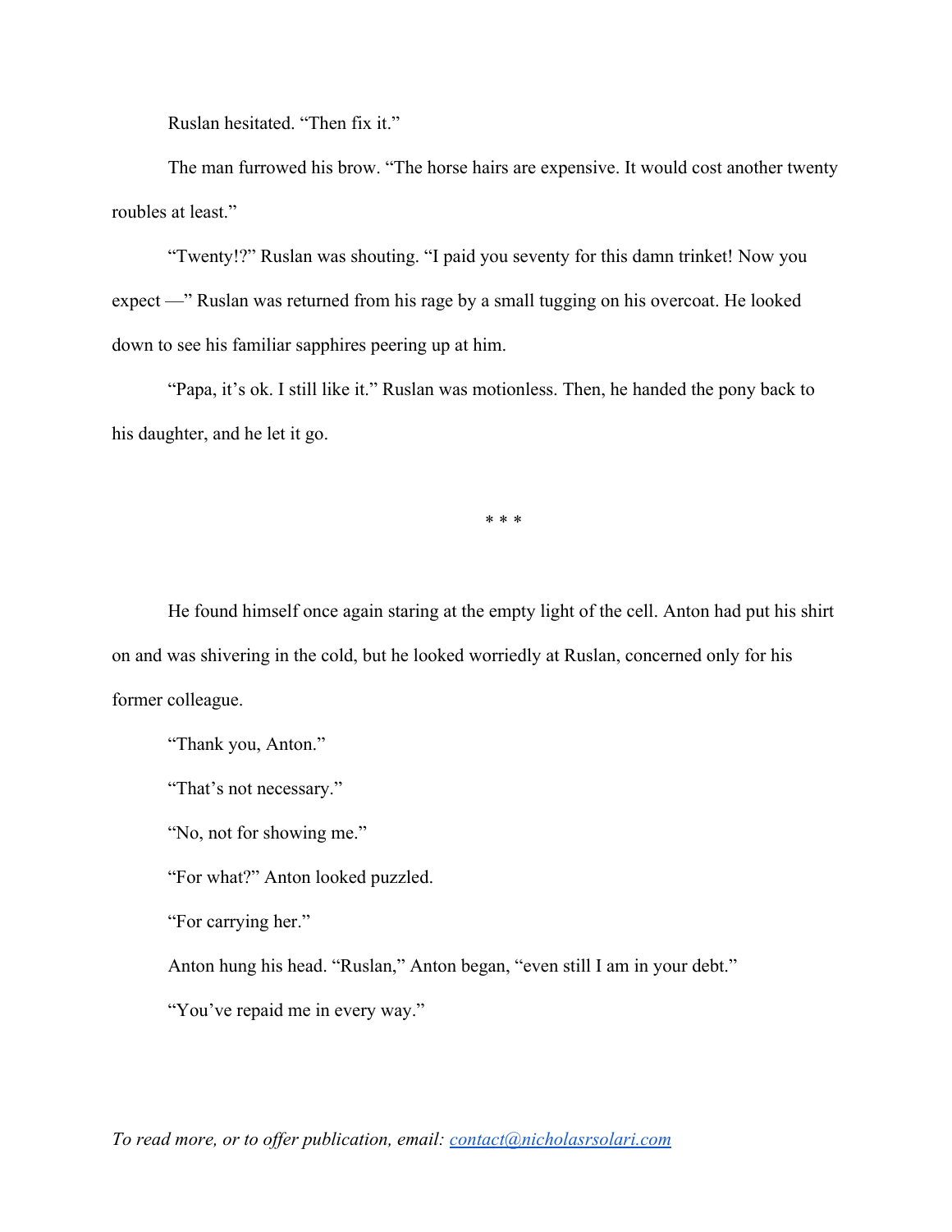Ruslan hesitated. “Then fix it.”

The man furrowed his brow. “The horse hairs are expensive. It would cost another twenty roubles at least.”

“Twenty!?” Ruslan was shouting. “I paid you seventy for this damn trinket! Now you expect —” Ruslan was returned from his rage by a small tugging on his overcoat. He looked down to see his familiar sapphires peering up at him.

“Papa, it’s ok. I still like it.” Ruslan was motionless. Then, he handed the pony back to his daughter, and he let it go.

* * *

He found himself once again staring at the empty light of the cell. Anton had put his shirt on and was shivering in the cold, but he looked worriedly at Ruslan, concerned only for his former colleague.

“Thank you, Anton.”

“That’s not necessary.”

“No, not for showing me.”

“For what?” Anton looked puzzled.

“For carrying her.”

Anton hung his head. “Ruslan,” Anton began, “even still I am in your debt.”

“You’ve repaid me in every way.”

*To read more, or to offer publication, email: [contact@nicholasrsolari.com](mailto:contact@nicholasrsolari.com)*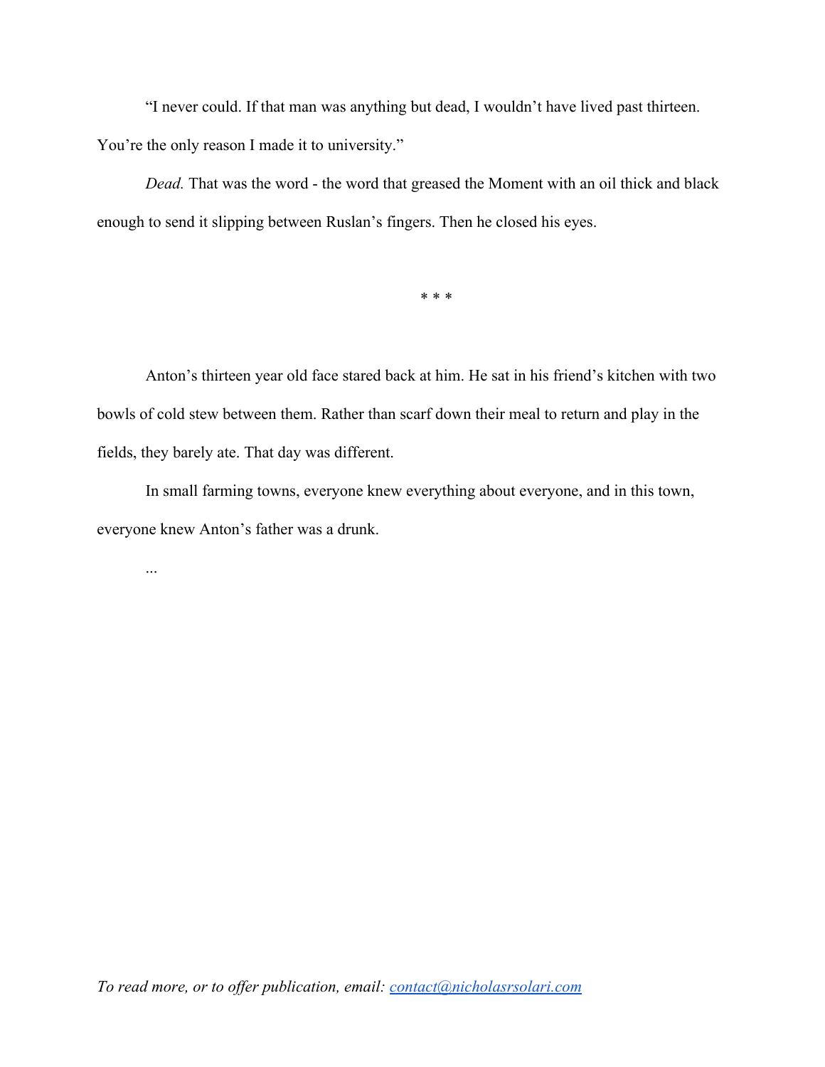"I never could. If that man was anything but dead, I wouldn't have lived past thirteen. You're the only reason I made it to university."

*Dead.* That was the word - the word that greased the Moment with an oil thick and black enough to send it slipping between Ruslan's fingers. Then he closed his eyes.

\* \* \*

Anton's thirteen year old face stared back at him. He sat in his friend's kitchen with two bowls of cold stew between them. Rather than scarf down their meal to return and play in the fields, they barely ate. That day was different.

In small farming towns, everyone knew everything about everyone, and in this town, everyone knew Anton's father was a drunk.

...

*To read more, or to offer publication, email: [contact@nicholasrsolari.com](mailto:contact@nicholasrsolari.com)*